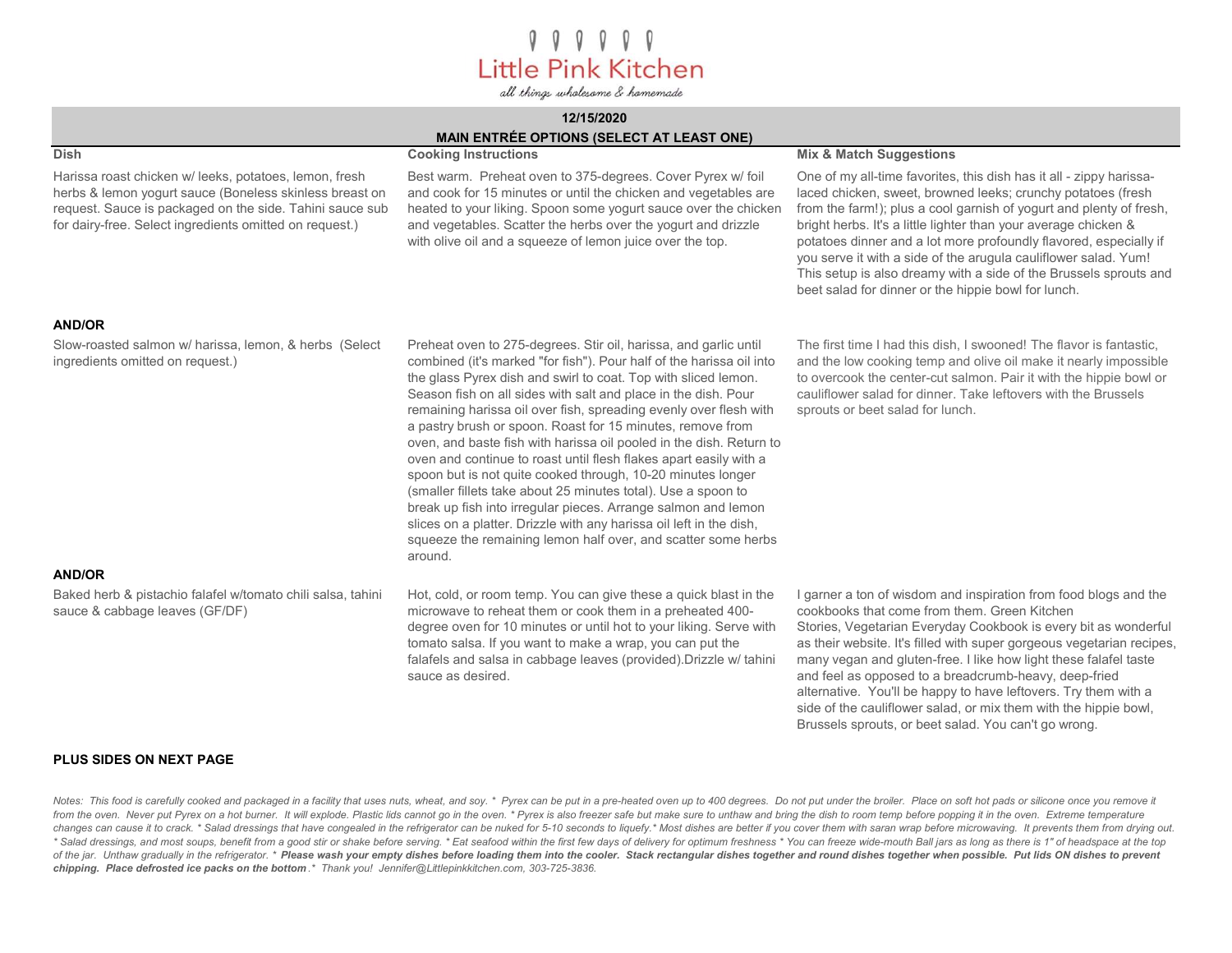# Little Pink Kitchen

*all things wholesome & homemade*

**12/15/2020**

**MAIN ENTRÉE OPTIONS (SELECT AT LEAST ONE)**

| Dish | Cooking Instructions | Mix & Match Suggestions |
|---|---|---|
| Harissa roast chicken w/ leeks, potatoes, lemon, fresh herbs & lemon yogurt sauce (Boneless skinless breast on request. Sauce is packaged on the side. Tahini sauce sub for dairy-free. Select ingredients omitted on request.) | Best warm. Preheat oven to 375-degrees. Cover Pyrex w/ foil and cook for 15 minutes or until the chicken and vegetables are heated to your liking. Spoon some yogurt sauce over the chicken and vegetables. Scatter the herbs over the yogurt and drizzle with olive oil and a squeeze of lemon juice over the top. | One of my all-time favorites, this dish has it all - zippy harissa-laced chicken, sweet, browned leeks; crunchy potatoes (fresh from the farm!); plus a cool garnish of yogurt and plenty of fresh, bright herbs. It's a little lighter than your average chicken & potatoes dinner and a lot more profoundly flavored, especially if you serve it with a side of the arugula cauliflower salad. Yum! This setup is also dreamy with a side of the Brussels sprouts and beet salad for dinner or the hippie bowl for lunch. |
| **AND/OR** | | |
| Slow-roasted salmon w/ harissa, lemon, & herbs (Select ingredients omitted on request.) | Preheat oven to 275-degrees. Stir oil, harissa, and garlic until combined (it's marked "for fish"). Pour half of the harissa oil into the glass Pyrex dish and swirl to coat. Top with sliced lemon. Season fish on all sides with salt and place in the dish. Pour remaining harissa oil over fish, spreading evenly over flesh with a pastry brush or spoon. Roast for 15 minutes, remove from oven, and baste fish with harissa oil pooled in the dish. Return to oven and continue to roast until flesh flakes apart easily with a spoon but is not quite cooked through, 10-20 minutes longer (smaller fillets take about 25 minutes total). Use a spoon to break up fish into irregular pieces. Arrange salmon and lemon slices on a platter. Drizzle with any harissa oil left in the dish, squeeze the remaining lemon half over, and scatter some herbs around. | The first time I had this dish, I swooned! The flavor is fantastic, and the low cooking temp and olive oil make it nearly impossible to overcook the center-cut salmon. Pair it with the hippie bowl or cauliflower salad for dinner. Take leftovers with the Brussels sprouts or beet salad for lunch. |
| **AND/OR** | | |
| Baked herb & pistachio falafel w/tomato chili salsa, tahini sauce & cabbage leaves (GF/DF) | Hot, cold, or room temp. You can give these a quick blast in the microwave to reheat them or cook them in a preheated 400-degree oven for 10 minutes or until hot to your liking. Serve with tomato salsa. If you want to make a wrap, you can put the falafels and salsa in cabbage leaves (provided).Drizzle w/ tahini sauce as desired. | I garner a ton of wisdom and inspiration from food blogs and the cookbooks that come from them. Green Kitchen Stories, Vegetarian Everyday Cookbook is every bit as wonderful as their website. It's filled with super gorgeous vegetarian recipes, many vegan and gluten-free. I like how light these falafel taste and feel as opposed to a breadcrumb-heavy, deep-fried alternative. You'll be happy to have leftovers. Try them with a side of the cauliflower salad, or mix them with the hippie bowl, Brussels sprouts, or beet salad. You can't go wrong. |

**PLUS SIDES ON NEXT PAGE**

*Notes: This food is carefully cooked and packaged in a facility that uses nuts, wheat, and soy. * Pyrex can be put in a pre-heated oven up to 400 degrees. Do not put under the broiler. Place on soft hot pads or silicone once you remove it from the oven. Never put Pyrex on a hot burner. It will explode. Plastic lids cannot go in the oven. * Pyrex is also freezer safe but make sure to unthaw and bring the dish to room temp before popping it in the oven. Extreme temperature changes can cause it to crack. * Salad dressings that have congealed in the refrigerator can be nuked for 5-10 seconds to liquefy.* Most dishes are better if you cover them with saran wrap before microwaving. It prevents them from drying out. * Salad dressings, and most soups, benefit from a good stir or shake before serving. * Eat seafood within the first few days of delivery for optimum freshness * You can freeze wide-mouth Ball jars as long as there is 1" of headspace at the top of the jar. Unthaw gradually in the refrigerator. * **Please wash your empty dishes before loading them into the cooler. Stack rectangular dishes together and round dishes together when possible. Put lids ON dishes to prevent chipping. Place defrosted ice packs on the bottom**.* Thank you! Jennifer@Littlepinkkitchen.com, 303-725-3836.*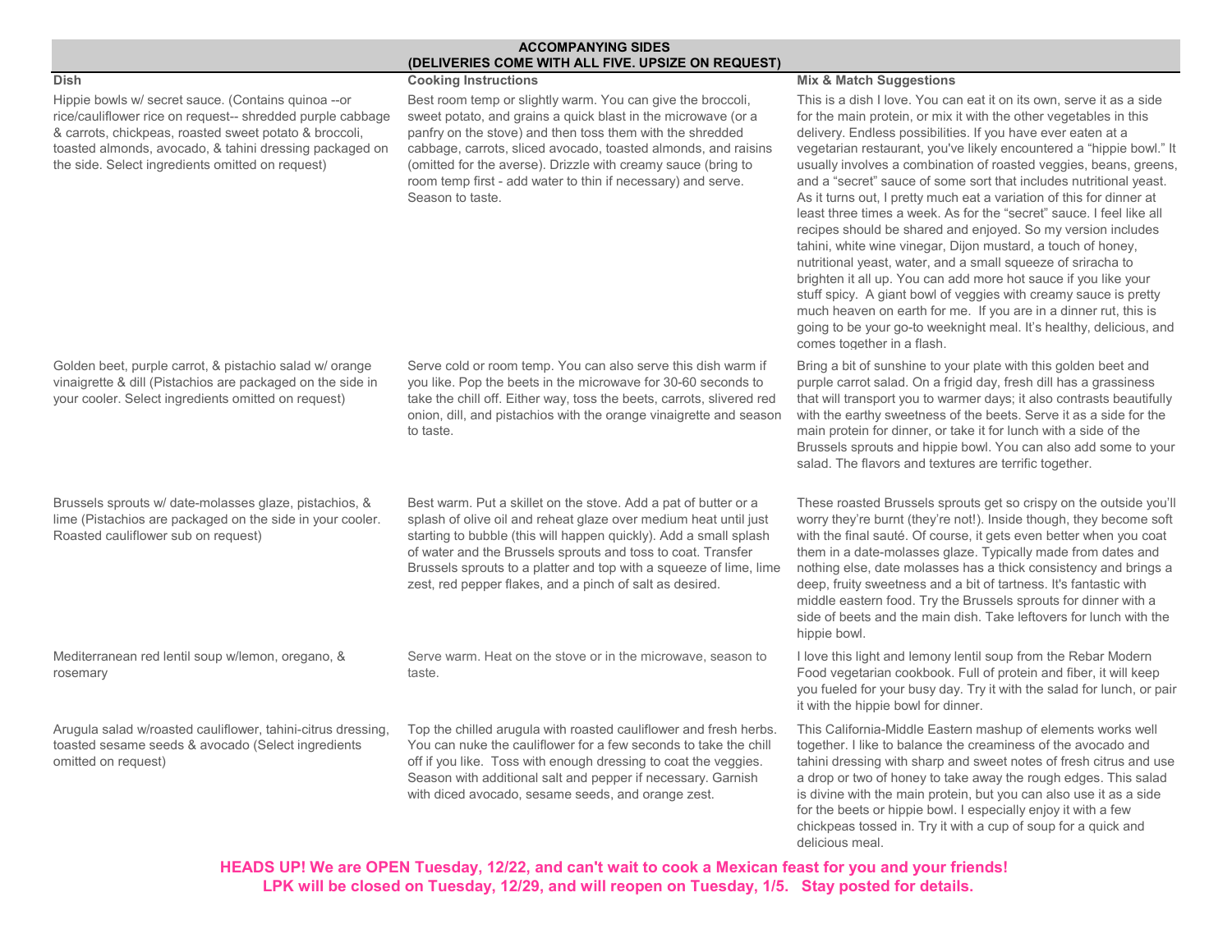**ACCOMPANYING SIDES**
**(DELIVERIES COME WITH ALL FIVE. UPSIZE ON REQUEST)**

| Dish | Cooking Instructions | Mix & Match Suggestions |
|---|---|---|
| Hippie bowls w/ secret sauce. (Contains quinoa --or rice/cauliflower rice on request-- shredded purple cabbage & carrots, chickpeas, roasted sweet potato & broccoli, toasted almonds, avocado, & tahini dressing packaged on the side. Select ingredients omitted on request) | Best room temp or slightly warm. You can give the broccoli, sweet potato, and grains a quick blast in the microwave (or a panfry on the stove) and then toss them with the shredded cabbage, carrots, sliced avocado, toasted almonds, and raisins (omitted for the averse). Drizzle with creamy sauce (bring to room temp first - add water to thin if necessary) and serve. Season to taste. | This is a dish I love. You can eat it on its own, serve it as a side for the main protein, or mix it with the other vegetables in this delivery. Endless possibilities. If you have ever eaten at a vegetarian restaurant, you've likely encountered a "hippie bowl." It usually involves a combination of roasted veggies, beans, greens, and a "secret" sauce of some sort that includes nutritional yeast. As it turns out, I pretty much eat a variation of this for dinner at least three times a week. As for the "secret" sauce. I feel like all recipes should be shared and enjoyed. So my version includes tahini, white wine vinegar, Dijon mustard, a touch of honey, nutritional yeast, water, and a small squeeze of sriracha to brighten it all up. You can add more hot sauce if you like your stuff spicy. A giant bowl of veggies with creamy sauce is pretty much heaven on earth for me. If you are in a dinner rut, this is going to be your go-to weeknight meal. It's healthy, delicious, and comes together in a flash. |
| Golden beet, purple carrot, & pistachio salad w/ orange vinaigrette & dill (Pistachios are packaged on the side in your cooler. Select ingredients omitted on request) | Serve cold or room temp. You can also serve this dish warm if you like. Pop the beets in the microwave for 30-60 seconds to take the chill off. Either way, toss the beets, carrots, slivered red onion, dill, and pistachios with the orange vinaigrette and season to taste. | Bring a bit of sunshine to your plate with this golden beet and purple carrot salad. On a frigid day, fresh dill has a grassiness that will transport you to warmer days; it also contrasts beautifully with the earthy sweetness of the beets. Serve it as a side for the main protein for dinner, or take it for lunch with a side of the Brussels sprouts and hippie bowl. You can also add some to your salad. The flavors and textures are terrific together. |
| Brussels sprouts w/ date-molasses glaze, pistachios, & lime (Pistachios are packaged on the side in your cooler. Roasted cauliflower sub on request) | Best warm. Put a skillet on the stove. Add a pat of butter or a splash of olive oil and reheat glaze over medium heat until just starting to bubble (this will happen quickly). Add a small splash of water and the Brussels sprouts and toss to coat. Transfer Brussels sprouts to a platter and top with a squeeze of lime, lime zest, red pepper flakes, and a pinch of salt as desired. | These roasted Brussels sprouts get so crispy on the outside you'll worry they're burnt (they're not!). Inside though, they become soft with the final sauté. Of course, it gets even better when you coat them in a date-molasses glaze. Typically made from dates and nothing else, date molasses has a thick consistency and brings a deep, fruity sweetness and a bit of tartness. It's fantastic with middle eastern food. Try the Brussels sprouts for dinner with a side of beets and the main dish. Take leftovers for lunch with the hippie bowl. |
| Mediterranean red lentil soup w/lemon, oregano, & rosemary | Serve warm. Heat on the stove or in the microwave, season to taste. | I love this light and lemony lentil soup from the Rebar Modern Food vegetarian cookbook. Full of protein and fiber, it will keep you fueled for your busy day. Try it with the salad for lunch, or pair it with the hippie bowl for dinner. |
| Arugula salad w/roasted cauliflower, tahini-citrus dressing, toasted sesame seeds & avocado (Select ingredients omitted on request) | Top the chilled arugula with roasted cauliflower and fresh herbs. You can nuke the cauliflower for a few seconds to take the chill off if you like. Toss with enough dressing to coat the veggies. Season with additional salt and pepper if necessary. Garnish with diced avocado, sesame seeds, and orange zest. | This California-Middle Eastern mashup of elements works well together. I like to balance the creaminess of the avocado and tahini dressing with sharp and sweet notes of fresh citrus and use a drop or two of honey to take away the rough edges. This salad is divine with the main protein, but you can also use it as a side for the beets or hippie bowl. I especially enjoy it with a few chickpeas tossed in. Try it with a cup of soup for a quick and delicious meal. |

**HEADS UP! We are OPEN Tuesday, 12/22, and can't wait to cook a Mexican feast for you and your friends!**
**LPK will be closed on Tuesday, 12/29, and will reopen on Tuesday, 1/5. Stay posted for details.**